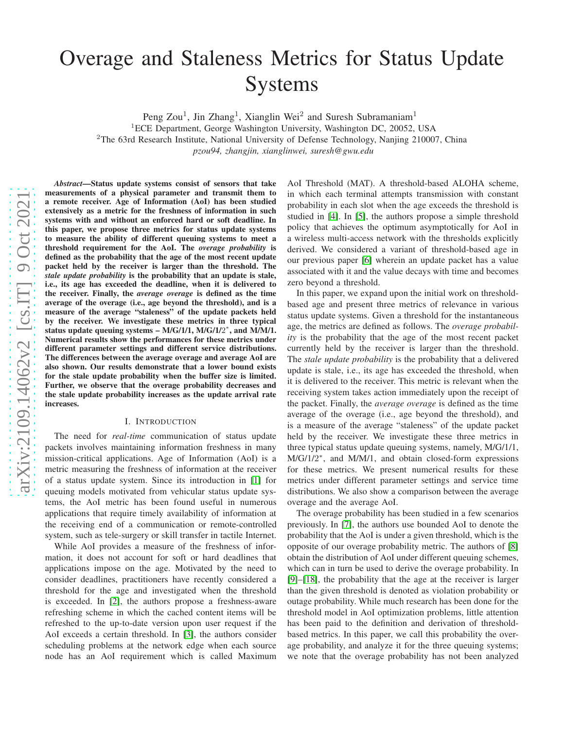# Overage and Staleness Metrics for Status Update Systems

Peng Zou[1], Jin Zhang[1], Xianglin Wei[2] and Suresh Subramaniam[1]

[1]ECE Department, George Washington University, Washington DC, 20052, USA

[2]The 63rd Research Institute, National University of Defense Technology, Nanjing 210007, China

*pzou94, zhangjin, xianglinwei, suresh@gwu.edu*

***Abstract*—Status update systems consist of sensors that take measurements of a physical parameter and transmit them to a remote receiver. Age of Information (AoI) has been studied extensively as a metric for the freshness of information in such systems with and without an enforced hard or soft deadline. In this paper, we propose three metrics for status update systems to measure the ability of different queuing systems to meet a threshold requirement for the AoI. The *overage probability* is defined as the probability that the age of the most recent update packet held by the receiver is larger than the threshold. The *stale update probability* is the probability that an update is stale, i.e., its age has exceeded the deadline, when it is delivered to the receiver. Finally, the *average overage* is defined as the time average of the overage (i.e., age beyond the threshold), and is a measure of the average "staleness" of the update packets held by the receiver. We investigate these metrics in three typical status update queuing systems – M/G/1/1, M/G/1/2\*, and M/M/1. Numerical results show the performances for these metrics under different parameter settings and different service distributions. The differences between the average overage and average AoI are also shown. Our results demonstrate that a lower bound exists for the stale update probability when the buffer size is limited. Further, we observe that the overage probability decreases and the stale update probability increases as the update arrival rate increases.**

## I. Introduction

The need for *real-time* communication of status update packets involves maintaining information freshness in many mission-critical applications. Age of Information (AoI) is a metric measuring the freshness of information at the receiver of a status update system. Since its introduction in [1] for queuing models motivated from vehicular status update systems, the AoI metric has been found useful in numerous applications that require timely availability of information at the receiving end of a communication or remote-controlled system, such as tele-surgery or skill transfer in tactile Internet.

While AoI provides a measure of the freshness of information, it does not account for soft or hard deadlines that applications impose on the age. Motivated by the need to consider deadlines, practitioners have recently considered a threshold for the age and investigated when the threshold is exceeded. In [2], the authors propose a freshness-aware refreshing scheme in which the cached content items will be refreshed to the up-to-date version upon user request if the AoI exceeds a certain threshold. In [3], the authors consider scheduling problems at the network edge when each source node has an AoI requirement which is called Maximum AoI Threshold (MAT). A threshold-based ALOHA scheme, in which each terminal attempts transmission with constant probability in each slot when the age exceeds the threshold is studied in [4]. In [5], the authors propose a simple threshold policy that achieves the optimum asymptotically for AoI in a wireless multi-access network with the thresholds explicitly derived. We considered a variant of threshold-based age in our previous paper [6] wherein an update packet has a value associated with it and the value decays with time and becomes zero beyond a threshold.

In this paper, we expand upon the initial work on threshold-based age and present three metrics of relevance in various status update systems. Given a threshold for the instantaneous age, the metrics are defined as follows. The *overage probability* is the probability that the age of the most recent packet currently held by the receiver is larger than the threshold. The *stale update probability* is the probability that a delivered update is stale, i.e., its age has exceeded the threshold, when it is delivered to the receiver. This metric is relevant when the receiving system takes action immediately upon the receipt of the packet. Finally, the *average overage* is defined as the time average of the overage (i.e., age beyond the threshold), and is a measure of the average "staleness" of the update packet held by the receiver. We investigate these three metrics in three typical status update queuing systems, namely, M/G/1/1, M/G/1/2\*, and M/M/1, and obtain closed-form expressions for these metrics. We present numerical results for these metrics under different parameter settings and service time distributions. We also show a comparison between the average overage and the average AoI.

The overage probability has been studied in a few scenarios previously. In [7], the authors use bounded AoI to denote the probability that the AoI is under a given threshold, which is the opposite of our overage probability metric. The authors of [8] obtain the distribution of AoI under different queuing schemes, which can in turn be used to derive the overage probability. In [9]–[18], the probability that the age at the receiver is larger than the given threshold is denoted as violation probability or outage probability. While much research has been done for the threshold model in AoI optimization problems, little attention has been paid to the definition and derivation of threshold-based metrics. In this paper, we call this probability the overage probability, and analyze it for the three queuing systems; we note that the overage probability has not been analyzed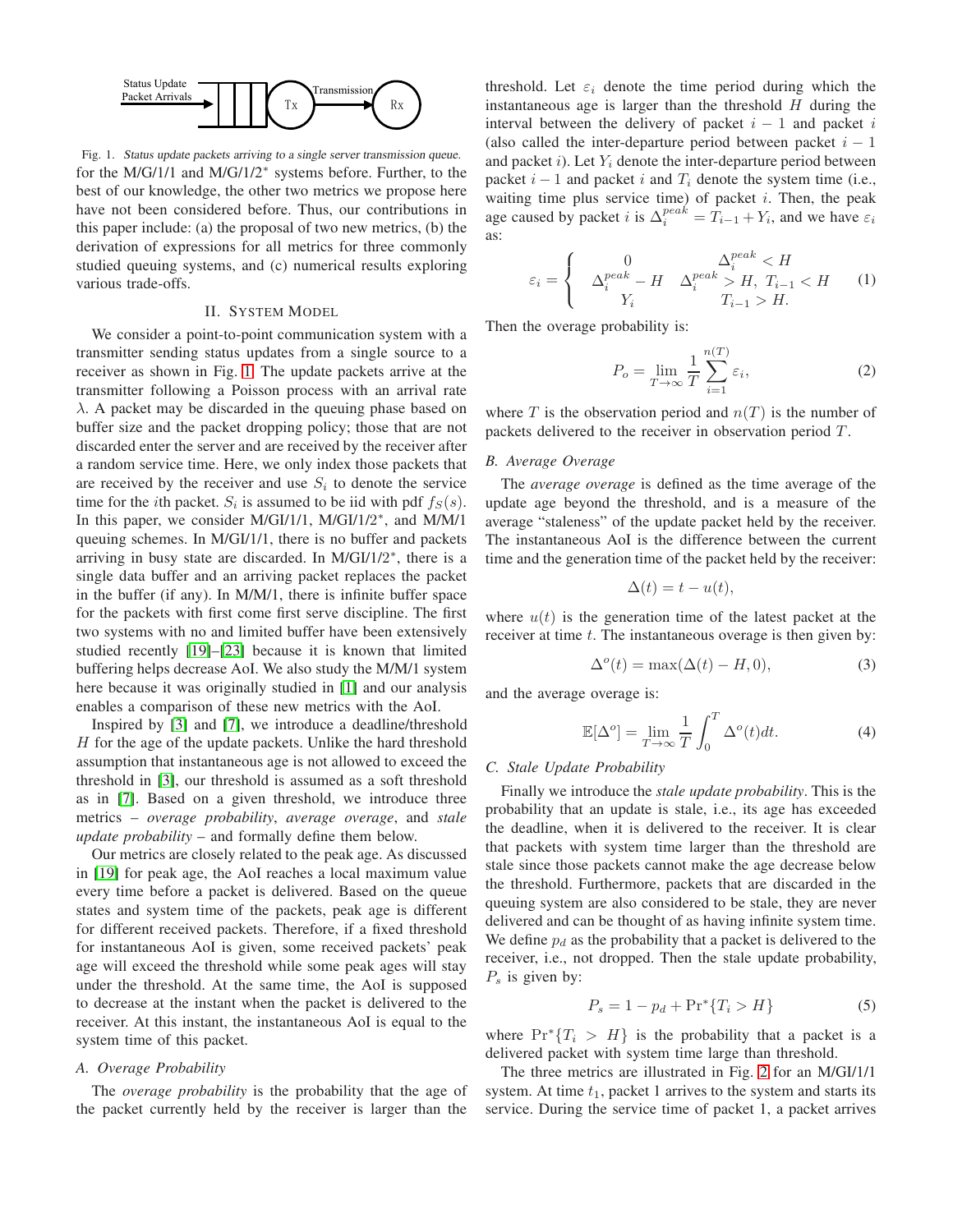Fig. 1. *Status update packets arriving to a single server transmission queue.*

for the M/G/1/1 and M/G/1/2* systems before. Further, to the best of our knowledge, the other two metrics we propose here have not been considered before. Thus, our contributions in this paper include: (a) the proposal of two new metrics, (b) the derivation of expressions for all metrics for three commonly studied queuing systems, and (c) numerical results exploring various trade-offs.

## II. System Model

We consider a point-to-point communication system with a transmitter sending status updates from a single source to a receiver as shown in Fig. 1. The update packets arrive at the transmitter following a Poisson process with an arrival rate $\lambda$. A packet may be discarded in the queuing phase based on buffer size and the packet dropping policy; those that are not discarded enter the server and are received by the receiver after a random service time. Here, we only index those packets that are received by the receiver and use $S_i$ to denote the service time for the $i$th packet. $S_i$ is assumed to be iid with pdf $f_S(s)$. In this paper, we consider M/GI/1/1, M/GI/1/2*, and M/M/1 queuing schemes. In M/GI/1/1, there is no buffer and packets arriving in busy state are discarded. In M/GI/1/2*, there is a single data buffer and an arriving packet replaces the packet in the buffer (if any). In M/M/1, there is infinite buffer space for the packets with first come first serve discipline. The first two systems with no and limited buffer have been extensively studied recently [19]–[23] because it is known that limited buffering helps decrease AoI. We also study the M/M/1 system here because it was originally studied in [1] and our analysis enables a comparison of these new metrics with the AoI.

Inspired by [3] and [7], we introduce a deadline/threshold $H$ for the age of the update packets. Unlike the hard threshold assumption that instantaneous age is not allowed to exceed the threshold in [3], our threshold is assumed as a soft threshold as in [7]. Based on a given threshold, we introduce three metrics – *overage probability*, *average overage*, and *stale update probability* – and formally define them below.

Our metrics are closely related to the peak age. As discussed in [19] for peak age, the AoI reaches a local maximum value every time before a packet is delivered. Based on the queue states and system time of the packets, peak age is different for different received packets. Therefore, if a fixed threshold for instantaneous AoI is given, some received packets' peak age will exceed the threshold while some peak ages will stay under the threshold. At the same time, the AoI is supposed to decrease at the instant when the packet is delivered to the receiver. At this instant, the instantaneous AoI is equal to the system time of this packet.

### A. Overage Probability

The *overage probability* is the probability that the age of the packet currently held by the receiver is larger than the threshold. Let $\varepsilon_i$ denote the time period during which the instantaneous age is larger than the threshold $H$ during the interval between the delivery of packet $i-1$ and packet $i$ (also called the inter-departure period between packet $i-1$ and packet $i$). Let $Y_i$ denote the inter-departure period between packet $i-1$ and packet $i$ and $T_i$ denote the system time (i.e., waiting time plus service time) of packet $i$. Then, the peak age caused by packet $i$ is $\Delta_i^{peak} = T_{i-1} + Y_i$, and we have $\varepsilon_i$ as:

$$\varepsilon_i = \begin{cases} 0 & \Delta_i^{peak} < H \\ \Delta_i^{peak} - H & \Delta_i^{peak} > H,\ T_{i-1} < H \\ Y_i & T_{i-1} > H. \end{cases} \tag{1}$$

Then the overage probability is:

$$P_o = \lim_{T\to\infty} \frac{1}{T} \sum_{i=1}^{n(T)} \varepsilon_i, \tag{2}$$

where $T$ is the observation period and $n(T)$ is the number of packets delivered to the receiver in observation period $T$.

### B. Average Overage

The *average overage* is defined as the time average of the update age beyond the threshold, and is a measure of the average "staleness" of the update packet held by the receiver. The instantaneous AoI is the difference between the current time and the generation time of the packet held by the receiver:

$$\Delta(t) = t - u(t),$$

where $u(t)$ is the generation time of the latest packet at the receiver at time $t$. The instantaneous overage is then given by:

$$\Delta^o(t) = \max(\Delta(t) - H, 0), \tag{3}$$

and the average overage is:

$$\mathbb{E}[\Delta^o] = \lim_{T\to\infty} \frac{1}{T} \int_0^T \Delta^o(t)dt. \tag{4}$$

### C. Stale Update Probability

Finally we introduce the *stale update probability*. This is the probability that an update is stale, i.e., its age has exceeded the deadline, when it is delivered to the receiver. It is clear that packets with system time larger than the threshold are stale since those packets cannot make the age decrease below the threshold. Furthermore, packets that are discarded in the queuing system are also considered to be stale, they are never delivered and can be thought of as having infinite system time. We define $p_d$ as the probability that a packet is delivered to the receiver, i.e., not dropped. Then the stale update probability, $P_s$ is given by:

$$P_s = 1 - p_d + \Pr{}^*\{T_i > H\} \tag{5}$$

where $\Pr^*\{T_i > H\}$ is the probability that a packet is a delivered packet with system time large than threshold.

The three metrics are illustrated in Fig. 2 for an M/GI/1/1 system. At time $t_1$, packet 1 arrives to the system and starts its service. During the service time of packet 1, a packet arrives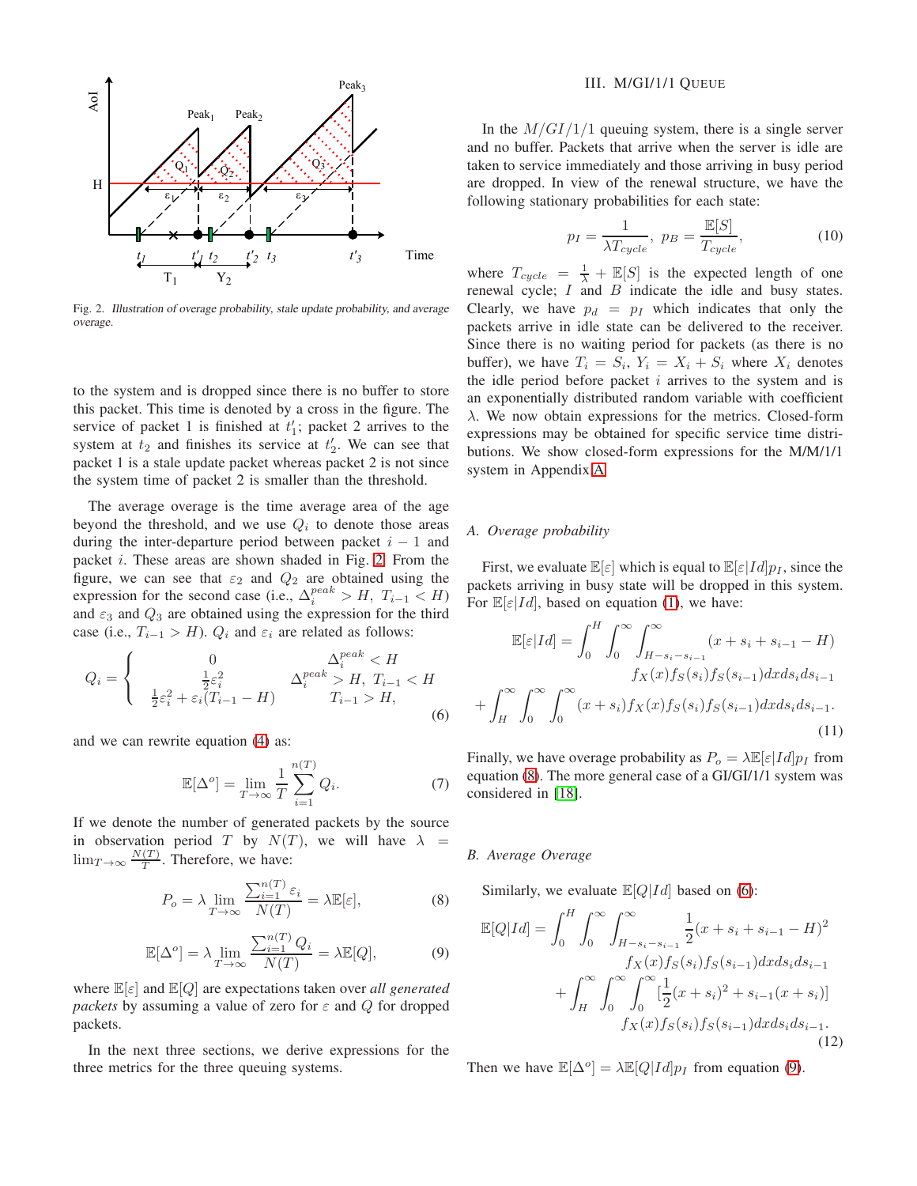Fig. 2. *Illustration of overage probability, stale update probability, and average overage.*

to the system and is dropped since there is no buffer to store this packet. This time is denoted by a cross in the figure. The service of packet 1 is finished at $t'_1$; packet 2 arrives to the system at $t_2$ and finishes its service at $t'_2$. We can see that packet 1 is a stale update packet whereas packet 2 is not since the system time of packet 2 is smaller than the threshold.

The average overage is the time average area of the age beyond the threshold, and we use $Q_i$ to denote those areas during the inter-departure period between packet $i-1$ and packet $i$. These areas are shown shaded in Fig. 2. From the figure, we can see that $\varepsilon_2$ and $Q_2$ are obtained using the expression for the second case (i.e., $\Delta_i^{peak} > H,\ T_{i-1} < H$) and $\varepsilon_3$ and $Q_3$ are obtained using the expression for the third case (i.e., $T_{i-1} > H$). $Q_i$ and $\varepsilon_i$ are related as follows:

$$Q_i = \begin{cases} 0 & \Delta_i^{peak} < H \\ \frac{1}{2}\varepsilon_i^2 & \Delta_i^{peak} > H,\ T_{i-1} < H \\ \frac{1}{2}\varepsilon_i^2 + \varepsilon_i(T_{i-1} - H) & T_{i-1} > H, \end{cases} \tag{6}$$

and we can rewrite equation (4) as:

$$\mathbb{E}[\Delta^o] = \lim_{T\to\infty} \frac{1}{T} \sum_{i=1}^{n(T)} Q_i. \tag{7}$$

If we denote the number of generated packets by the source in observation period $T$ by $N(T)$, we will have $\lambda = \lim_{T\to\infty} \frac{N(T)}{T}$. Therefore, we have:

$$P_o = \lambda \lim_{T\to\infty} \frac{\sum_{i=1}^{n(T)} \varepsilon_i}{N(T)} = \lambda \mathbb{E}[\varepsilon], \tag{8}$$

$$\mathbb{E}[\Delta^o] = \lambda \lim_{T\to\infty} \frac{\sum_{i=1}^{n(T)} Q_i}{N(T)} = \lambda \mathbb{E}[Q], \tag{9}$$

where $\mathbb{E}[\varepsilon]$ and $\mathbb{E}[Q]$ are expectations taken over *all generated packets* by assuming a value of zero for $\varepsilon$ and $Q$ for dropped packets.

In the next three sections, we derive expressions for the three metrics for the three queuing systems.

## III. M/GI/1/1 Queue

In the $M/GI/1/1$ queuing system, there is a single server and no buffer. Packets that arrive when the server is idle are taken to service immediately and those arriving in busy period are dropped. In view of the renewal structure, we have the following stationary probabilities for each state:

$$p_I = \frac{1}{\lambda T_{cycle}},\ p_B = \frac{\mathbb{E}[S]}{T_{cycle}}, \tag{10}$$

where $T_{cycle} = \frac{1}{\lambda} + \mathbb{E}[S]$ is the expected length of one renewal cycle; $I$ and $B$ indicate the idle and busy states. Clearly, we have $p_d = p_I$ which indicates that only the packets arrive in idle state can be delivered to the receiver. Since there is no waiting period for packets (as there is no buffer), we have $T_i = S_i$, $Y_i = X_i + S_i$ where $X_i$ denotes the idle period before packet $i$ arrives to the system and is an exponentially distributed random variable with coefficient $\lambda$. We now obtain expressions for the metrics. Closed-form expressions may be obtained for specific service time distributions. We show closed-form expressions for the M/M/1/1 system in Appendix A.

### A. Overage probability

First, we evaluate $\mathbb{E}[\varepsilon]$ which is equal to $\mathbb{E}[\varepsilon|Id]p_I$, since the packets arriving in busy state will be dropped in this system. For $\mathbb{E}[\varepsilon|Id]$, based on equation (1), we have:

$$\begin{aligned} \mathbb{E}[\varepsilon|Id] = &\int_0^H \int_0^\infty \int_{H-s_i-s_{i-1}}^\infty (x + s_i + s_{i-1} - H) \\ &\qquad f_X(x) f_S(s_i) f_S(s_{i-1}) dx ds_i ds_{i-1} \\ &+ \int_H^\infty \int_0^\infty \int_0^\infty (x + s_i) f_X(x) f_S(s_i) f_S(s_{i-1}) dx ds_i ds_{i-1}. \end{aligned} \tag{11}$$

Finally, we have overage probability as $P_o = \lambda \mathbb{E}[\varepsilon|Id]p_I$ from equation (8). The more general case of a GI/GI/1/1 system was considered in [18].

### B. Average Overage

Similarly, we evaluate $\mathbb{E}[Q|Id]$ based on (6):

$$\begin{aligned} \mathbb{E}[Q|Id] = &\int_0^H \int_0^\infty \int_{H-s_i-s_{i-1}}^\infty \frac{1}{2}(x + s_i + s_{i-1} - H)^2 \\ &\qquad f_X(x) f_S(s_i) f_S(s_{i-1}) dx ds_i ds_{i-1} \\ &+ \int_H^\infty \int_0^\infty \int_0^\infty [\frac{1}{2}(x + s_i)^2 + s_{i-1}(x + s_i)] \\ &\qquad f_X(x) f_S(s_i) f_S(s_{i-1}) dx ds_i ds_{i-1}. \end{aligned} \tag{12}$$

Then we have $\mathbb{E}[\Delta^o] = \lambda \mathbb{E}[Q|Id]p_I$ from equation (9).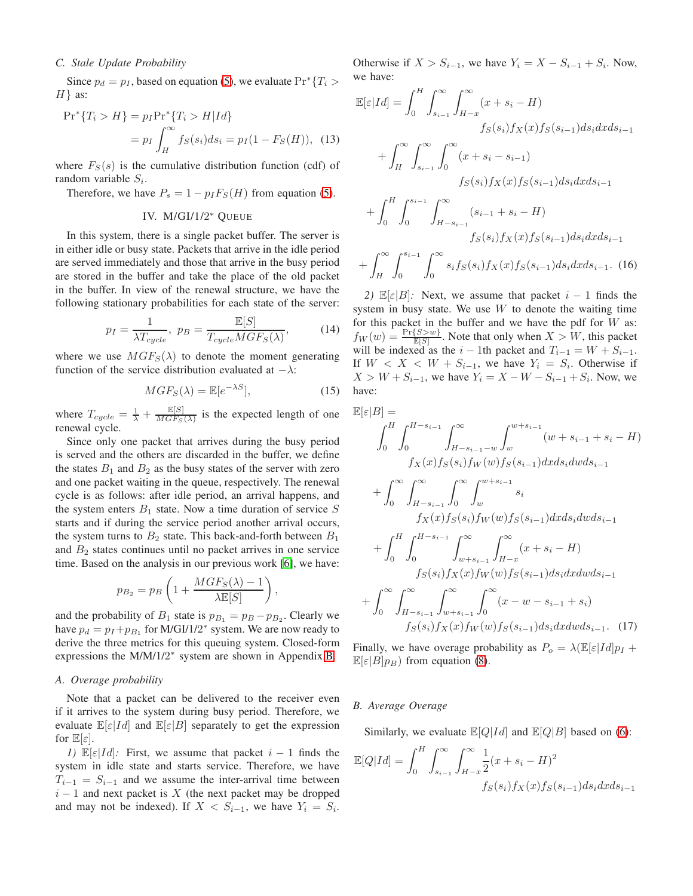### C. Stale Update Probability

Since $p_d = p_I$, based on equation (5), we evaluate $\Pr^*\{T_i > H\}$ as:

$$\Pr^*\{T_i > H\} = p_I \Pr^*\{T_i > H|Id\}$$
$$= p_I \int_H^\infty f_S(s_i)ds_i = p_I(1 - F_S(H)), \quad (13)$$

where $F_S(s)$ is the cumulative distribution function (cdf) of random variable $S_i$.

Therefore, we have $P_s = 1 - p_I F_S(H)$ from equation (5).

## IV. M/GI/1/2* Queue

In this system, there is a single packet buffer. The server is in either idle or busy state. Packets that arrive in the idle period are served immediately and those that arrive in the busy period are stored in the buffer and take the place of the old packet in the buffer. In view of the renewal structure, we have the following stationary probabilities for each state of the server:

$$p_I = \frac{1}{\lambda T_{cycle}}, \; p_B = \frac{\mathbb{E}[S]}{T_{cycle} MGF_S(\lambda)}, \quad (14)$$

where we use $MGF_S(\lambda)$ to denote the moment generating function of the service distribution evaluated at $-\lambda$:

$$MGF_S(\lambda) = \mathbb{E}[e^{-\lambda S}], \quad (15)$$

where $T_{cycle} = \frac{1}{\lambda} + \frac{\mathbb{E}[S]}{MGF_S(\lambda)}$ is the expected length of one renewal cycle.

Since only one packet that arrives during the busy period is served and the others are discarded in the buffer, we define the states $B_1$ and $B_2$ as the busy states of the server with zero and one packet waiting in the queue, respectively. The renewal cycle is as follows: after idle period, an arrival happens, and the system enters $B_1$ state. Now a time duration of service $S$ starts and if during the service period another arrival occurs, the system turns to $B_2$ state. This back-and-forth between $B_1$ and $B_2$ states continues until no packet arrives in one service time. Based on the analysis in our previous work [6], we have:

$$p_{B_2} = p_B \left(1 + \frac{MGF_S(\lambda) - 1}{\lambda \mathbb{E}[S]}\right),$$

and the probability of $B_1$ state is $p_{B_1} = p_B - p_{B_2}$. Clearly we have $p_d = p_I + p_{B_1}$ for M/GI/1/2* system. We are now ready to derive the three metrics for this queuing system. Closed-form expressions the M/M/1/2* system are shown in Appendix B.

### A. Overage probability

Note that a packet can be delivered to the receiver even if it arrives to the system during busy period. Therefore, we evaluate $\mathbb{E}[\varepsilon|Id]$ and $\mathbb{E}[\varepsilon|B]$ separately to get the expression for $\mathbb{E}[\varepsilon]$.

*1) $\mathbb{E}[\varepsilon|Id]$:* First, we assume that packet $i-1$ finds the system in idle state and starts service. Therefore, we have $T_{i-1} = S_{i-1}$ and we assume the inter-arrival time between $i-1$ and next packet is $X$ (the next packet may be dropped and may not be indexed). If $X < S_{i-1}$, we have $Y_i = S_i$. Otherwise if $X > S_{i-1}$, we have $Y_i = X - S_{i-1} + S_i$. Now, we have:

$$\begin{aligned}
\mathbb{E}[\varepsilon|Id] = &\int_0^H \int_{s_{i-1}}^\infty \int_{H-x}^\infty (x + s_i - H) \\
&\qquad f_S(s_i) f_X(x) f_S(s_{i-1}) ds_i dx ds_{i-1} \\
&+ \int_H^\infty \int_{s_{i-1}}^\infty \int_0^\infty (x + s_i - s_{i-1}) \\
&\qquad f_S(s_i) f_X(x) f_S(s_{i-1}) ds_i dx ds_{i-1} \\
&+ \int_0^H \int_0^{s_{i-1}} \int_{H-s_{i-1}}^\infty (s_{i-1} + s_i - H) \\
&\qquad f_S(s_i) f_X(x) f_S(s_{i-1}) ds_i dx ds_{i-1} \\
&+ \int_H^\infty \int_0^{s_{i-1}} \int_0^\infty s_i f_S(s_i) f_X(x) f_S(s_{i-1}) ds_i dx ds_{i-1}. \quad (16)
\end{aligned}$$

*2) $\mathbb{E}[\varepsilon|B]$:* Next, we assume that packet $i-1$ finds the system in busy state. We use $W$ to denote the waiting time for this packet in the buffer and we have the pdf for $W$ as: $f_W(w) = \frac{\Pr\{S > w\}}{\mathbb{E}[S]}$. Note that only when $X > W$, this packet will be indexed as the $i-1$th packet and $T_{i-1} = W + S_{i-1}$. If $W < X < W + S_{i-1}$, we have $Y_i = S_i$. Otherwise if $X > W + S_{i-1}$, we have $Y_i = X - W - S_{i-1} + S_i$. Now, we have:

$$\begin{aligned}
&\mathbb{E}[\varepsilon|B] = \\
&\int_0^H \int_0^{H-s_{i-1}} \int_{H-s_{i-1}-w}^\infty \int_w^{w+s_{i-1}} (w + s_{i-1} + s_i - H) \\
&\qquad f_X(x) f_S(s_i) f_W(w) f_S(s_{i-1}) dx ds_i dw ds_{i-1} \\
&+ \int_0^\infty \int_{H-s_{i-1}}^\infty \int_0^\infty \int_w^{w+s_{i-1}} s_i \\
&\qquad f_X(x) f_S(s_i) f_W(w) f_S(s_{i-1}) dx ds_i dw ds_{i-1} \\
&+ \int_0^H \int_0^{H-s_{i-1}} \int_{w+s_{i-1}}^\infty \int_{H-x}^\infty (x + s_i - H) \\
&\qquad f_S(s_i) f_X(x) f_W(w) f_S(s_{i-1}) ds_i dx dw ds_{i-1} \\
&+ \int_0^\infty \int_{H-s_{i-1}}^\infty \int_{w+s_{i-1}}^\infty \int_0^\infty (x - w - s_{i-1} + s_i) \\
&\qquad f_S(s_i) f_X(x) f_W(w) f_S(s_{i-1}) ds_i dx dw ds_{i-1}. \quad (17)
\end{aligned}$$

Finally, we have overage probability as $P_o = \lambda(\mathbb{E}[\varepsilon|Id]p_I + \mathbb{E}[\varepsilon|B]p_B)$ from equation (8).

### B. Average Overage

Similarly, we evaluate $\mathbb{E}[Q|Id]$ and $\mathbb{E}[Q|B]$ based on (6):

$$\begin{aligned}
\mathbb{E}[Q|Id] = &\int_0^H \int_{s_{i-1}}^\infty \int_{H-x}^\infty \frac{1}{2}(x + s_i - H)^2 \\
&\qquad f_S(s_i) f_X(x) f_S(s_{i-1}) ds_i dx ds_{i-1}
\end{aligned}$$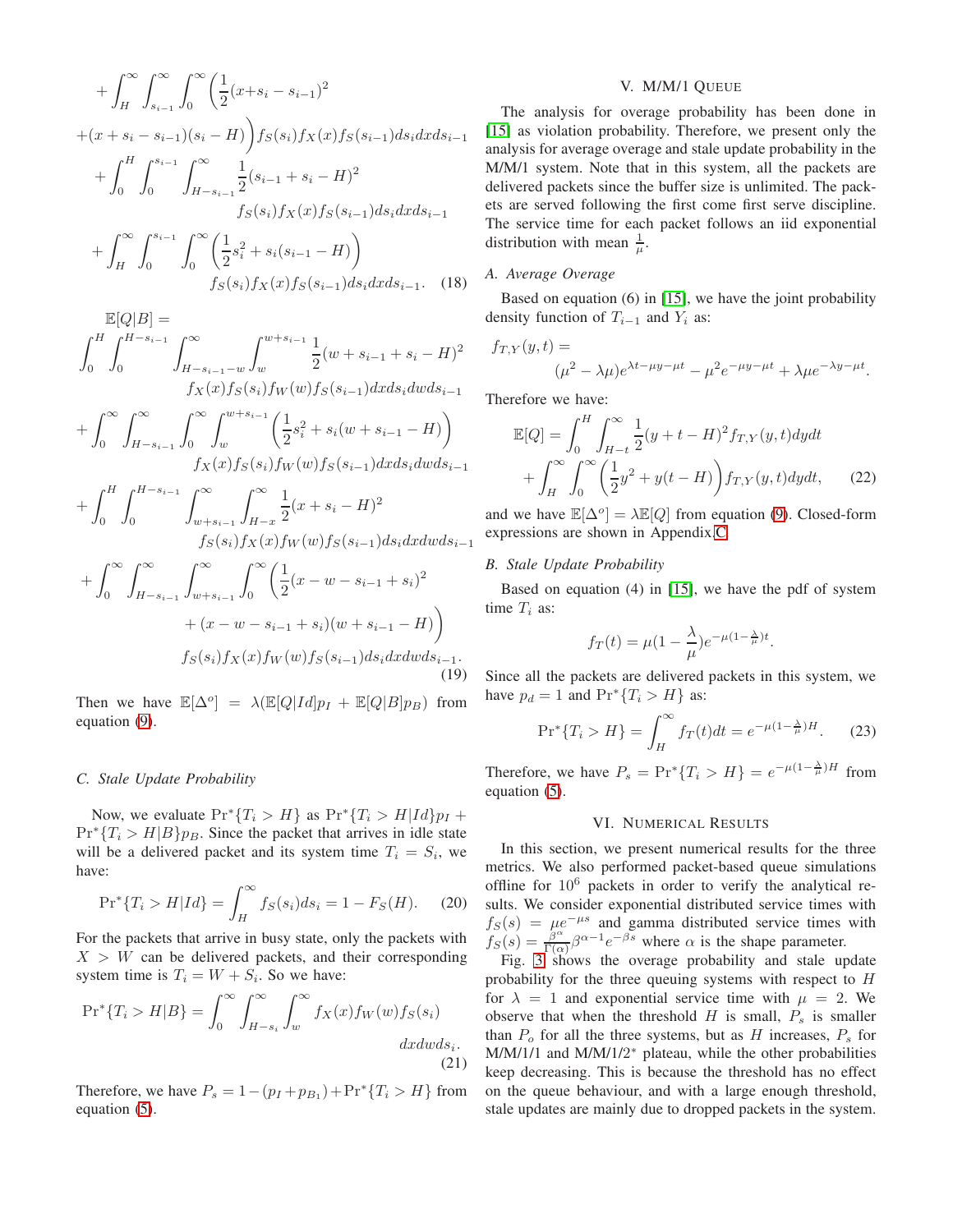$$
+\int_{H}^{\infty}\int_{s_{i-1}}^{\infty}\int_{0}^{\infty}\bigg(\frac{1}{2}(x+s_i-s_{i-1})^2
$$

$$
+(x+s_i-s_{i-1})(s_i-H)\bigg)f_S(s_i)f_X(x)f_S(s_{i-1})ds_idxds_{i-1}
$$

$$
+\int_{0}^{H}\int_{0}^{s_{i-1}}\int_{H-s_{i-1}}^{\infty}\frac{1}{2}(s_{i-1}+s_i-H)^2
$$

$$
f_S(s_i)f_X(x)f_S(s_{i-1})ds_idxds_{i-1}
$$

$$
+\int_{H}^{\infty}\int_{0}^{s_{i-1}}\int_{0}^{\infty}\bigg(\frac{1}{2}s_i^2+s_i(s_{i-1}-H)\bigg)
$$

$$
f_S(s_i)f_X(x)f_S(s_{i-1})ds_idxds_{i-1}. \quad (18)
$$

$$
\mathbb{E}[Q|B] =
$$

$$
\int_{0}^{H}\int_{0}^{H-s_{i-1}}\int_{H-s_{i-1}-w}^{\infty}\int_{w}^{w+s_{i-1}}\frac{1}{2}(w+s_{i-1}+s_i-H)^2
$$

$$
f_X(x)f_S(s_i)f_W(w)f_S(s_{i-1})dxds_idwds_{i-1}
$$

$$
+\int_{0}^{\infty}\int_{H-s_{i-1}}^{\infty}\int_{0}^{\infty}\int_{w}^{w+s_{i-1}}\bigg(\frac{1}{2}s_i^2+s_i(w+s_{i-1}-H)\bigg)
$$

$$
f_X(x)f_S(s_i)f_W(w)f_S(s_{i-1})dxds_idwds_{i-1}
$$

$$
+\int_{0}^{H}\int_{0}^{H-s_{i-1}}\int_{w+s_{i-1}}^{\infty}\int_{H-x}^{\infty}\frac{1}{2}(x+s_i-H)^2
$$

$$
f_S(s_i)f_X(x)f_W(w)f_S(s_{i-1})ds_idxdwds_{i-1}
$$

$$
+\int_{0}^{\infty}\int_{H-s_{i-1}}^{\infty}\int_{w+s_{i-1}}^{\infty}\int_{0}^{\infty}\bigg(\frac{1}{2}(x-w-s_{i-1}+s_i)^2
$$

$$
+(x-w-s_{i-1}+s_i)(w+s_{i-1}-H)\bigg)
$$

$$
f_S(s_i)f_X(x)f_W(w)f_S(s_{i-1})ds_idxdwds_{i-1}. \quad (19)
$$

Then we have $\mathbb{E}[\Delta^o] = \lambda(\mathbb{E}[Q|Id]p_I + \mathbb{E}[Q|B]p_B)$ from equation (9).

### C. Stale Update Probability

Now, we evaluate $\Pr^*\{T_i > H\}$ as $\Pr^*\{T_i > H|Id\}p_I + \Pr^*\{T_i > H|B\}p_B$. Since the packet that arrives in idle state will be a delivered packet and its system time $T_i = S_i$, we have:

$$
\Pr{}^*\{T_i > H|Id\} = \int_{H}^{\infty} f_S(s_i)ds_i = 1 - F_S(H). \quad (20)
$$

For the packets that arrive in busy state, only the packets with $X > W$ can be delivered packets, and their corresponding system time is $T_i = W + S_i$. So we have:

$$
\Pr{}^*\{T_i > H|B\} = \int_{0}^{\infty}\int_{H-s_i}^{\infty}\int_{w}^{\infty} f_X(x)f_W(w)f_S(s_i) dxdwds_i. \quad (21)
$$

Therefore, we have $P_s = 1-(p_I+p_{B_1})+\Pr^*\{T_i > H\}$ from equation (5).

## V. M/M/1 Queue

The analysis for overage probability has been done in [15] as violation probability. Therefore, we present only the analysis for average overage and stale update probability in the M/M/1 system. Note that in this system, all the packets are delivered packets since the buffer size is unlimited. The packets are served following the first come first serve discipline. The service time for each packet follows an iid exponential distribution with mean $\frac{1}{\mu}$.

### A. Average Overage

Based on equation (6) in [15], we have the joint probability density function of $T_{i-1}$ and $Y_i$ as:

$$
f_{T,Y}(y,t) = (\mu^2 - \lambda\mu)e^{\lambda t - \mu y - \mu t} - \mu^2 e^{-\mu y - \mu t} + \lambda\mu e^{-\lambda y - \mu t}.
$$

Therefore we have:

$$
\mathbb{E}[Q] = \int_{0}^{H}\int_{H-t}^{\infty}\frac{1}{2}(y+t-H)^2 f_{T,Y}(y,t)dydt + \int_{H}^{\infty}\int_{0}^{\infty}\bigg(\frac{1}{2}y^2 + y(t-H)\bigg)f_{T,Y}(y,t)dydt, \quad (22)
$$

and we have $\mathbb{E}[\Delta^o] = \lambda\mathbb{E}[Q]$ from equation (9). Closed-form expressions are shown in Appendix C.

### B. Stale Update Probability

Based on equation (4) in [15], we have the pdf of system time $T_i$ as:

$$
f_T(t) = \mu(1-\frac{\lambda}{\mu})e^{-\mu(1-\frac{\lambda}{\mu})t}.
$$

Since all the packets are delivered packets in this system, we have $p_d = 1$ and $\Pr^*\{T_i > H\}$ as:

$$
\Pr{}^*\{T_i > H\} = \int_{H}^{\infty} f_T(t)dt = e^{-\mu(1-\frac{\lambda}{\mu})H}. \quad (23)
$$

Therefore, we have $P_s = \Pr^*\{T_i > H\} = e^{-\mu(1-\frac{\lambda}{\mu})H}$ from equation (5).

## VI. Numerical Results

In this section, we present numerical results for the three metrics. We also performed packet-based queue simulations offline for $10^6$ packets in order to verify the analytical results. We consider exponential distributed service times with $f_S(s) = \mu e^{-\mu s}$ and gamma distributed service times with $f_S(s) = \frac{\beta^\alpha}{\Gamma(\alpha)}\beta^{\alpha-1}e^{-\beta s}$ where $\alpha$ is the shape parameter.

Fig. 3 shows the overage probability and stale update probability for the three queuing systems with respect to $H$ for $\lambda = 1$ and exponential service time with $\mu = 2$. We observe that when the threshold $H$ is small, $P_s$ is smaller than $P_o$ for all the three systems, but as $H$ increases, $P_s$ for M/M/1/1 and M/M/1/2* plateau, while the other probabilities keep decreasing. This is because the threshold has no effect on the queue behaviour, and with a large enough threshold, stale updates are mainly due to dropped packets in the system.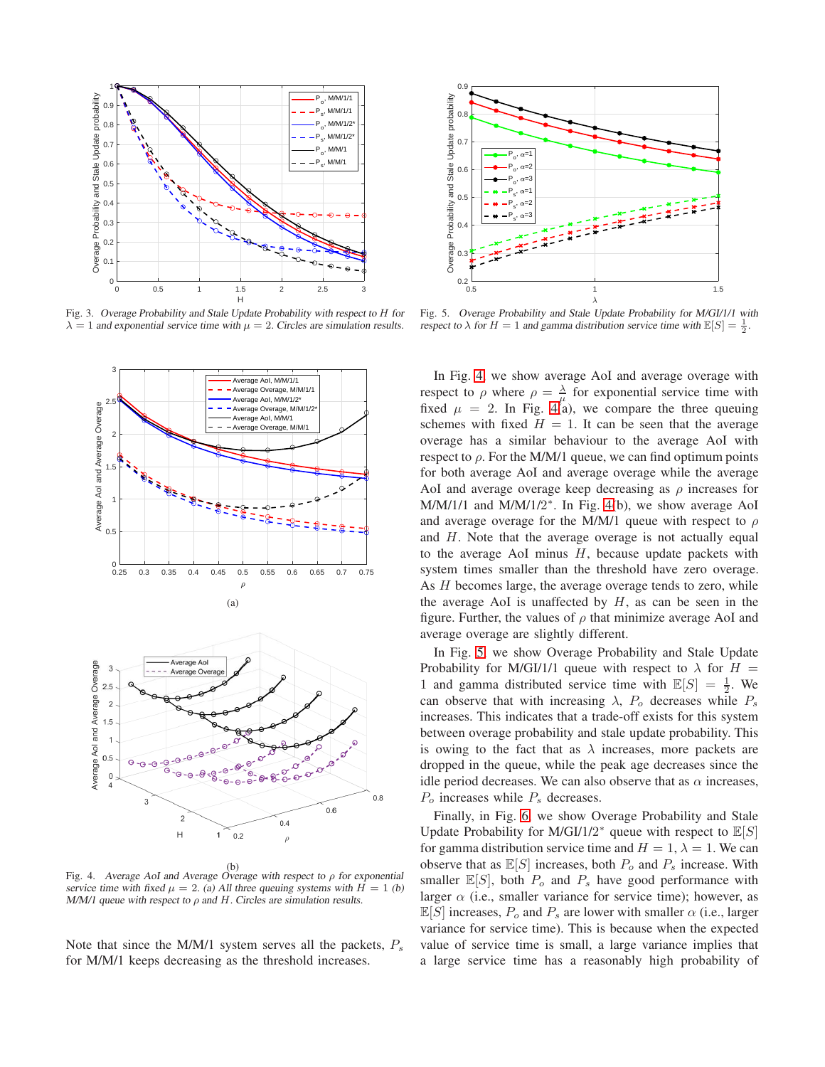Fig. 3. *Overage Probability and Stale Update Probability with respect to $H$ for $\lambda = 1$ and exponential service time with $\mu = 2$. Circles are simulation results.*

Fig. 5. *Overage Probability and Stale Update Probability for M/GI/1/1 with respect to $\lambda$ for $H = 1$ and gamma distribution service time with $\mathbb{E}[S] = \frac{1}{2}$.*

(a)

(b)

Fig. 4. *Average AoI and Average Overage with respect to $\rho$ for exponential service time with fixed $\mu = 2$. (a) All three queuing systems with $H = 1$ (b) M/M/1 queue with respect to $\rho$ and $H$. Circles are simulation results.*

Note that since the M/M/1 system serves all the packets, $P_s$ for M/M/1 keeps decreasing as the threshold increases.

In Fig. 4, we show average AoI and average overage with respect to $\rho$ where $\rho = \frac{\lambda}{\mu}$ for exponential service time with fixed $\mu = 2$. In Fig. 4(a), we compare the three queuing schemes with fixed $H = 1$. It can be seen that the average overage has a similar behaviour to the average AoI with respect to $\rho$. For the M/M/1 queue, we can find optimum points for both average AoI and average overage while the average AoI and average overage keep decreasing as $\rho$ increases for M/M/1/1 and M/M/1/2*. In Fig. 4(b), we show average AoI and average overage for the M/M/1 queue with respect to $\rho$ and $H$. Note that the average overage is not actually equal to the average AoI minus $H$, because update packets with system times smaller than the threshold have zero overage. As $H$ becomes large, the average overage tends to zero, while the average AoI is unaffected by $H$, as can be seen in the figure. Further, the values of $\rho$ that minimize average AoI and average overage are slightly different.

In Fig. 5, we show Overage Probability and Stale Update Probability for M/GI/1/1 queue with respect to $\lambda$ for $H = 1$ and gamma distributed service time with $\mathbb{E}[S] = \frac{1}{2}$. We can observe that with increasing $\lambda$, $P_o$ decreases while $P_s$ increases. This indicates that a trade-off exists for this system between overage probability and stale update probability. This is owing to the fact that as $\lambda$ increases, more packets are dropped in the queue, while the peak age decreases since the idle period decreases. We can also observe that as $\alpha$ increases, $P_o$ increases while $P_s$ decreases.

Finally, in Fig. 6, we show Overage Probability and Stale Update Probability for M/GI/1/2* queue with respect to $\mathbb{E}[S]$ for gamma distribution service time and $H = 1, \lambda = 1$. We can observe that as $\mathbb{E}[S]$ increases, both $P_o$ and $P_s$ increase. With smaller $\mathbb{E}[S]$, both $P_o$ and $P_s$ have good performance with larger $\alpha$ (i.e., smaller variance for service time); however, as $\mathbb{E}[S]$ increases, $P_o$ and $P_s$ are lower with smaller $\alpha$ (i.e., larger variance for service time). This is because when the expected value of service time is small, a large variance implies that a large service time has a reasonably high probability of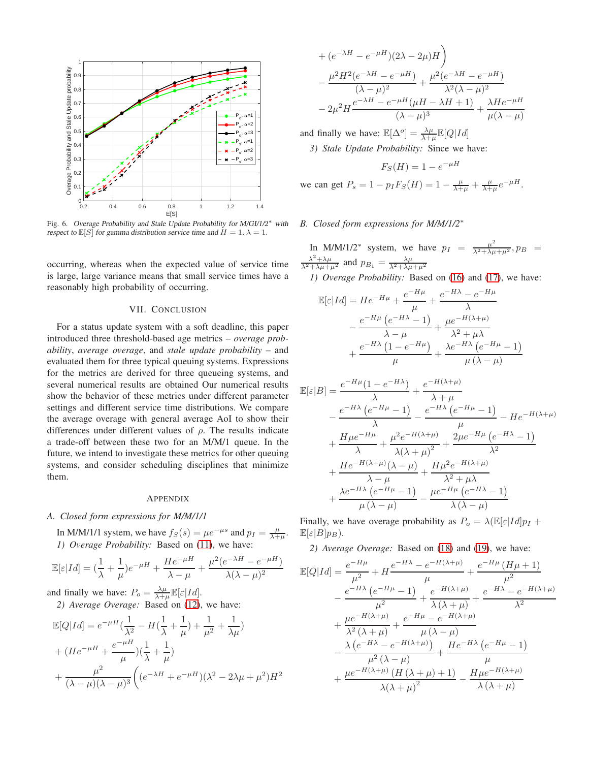Fig. 6. *Overage Probability and Stale Update Probability for M/GI/1/2\* with respect to* $\mathbb{E}[S]$ *for gamma distribution service time and* $H = 1$, $\lambda = 1$.

occurring, whereas when the expected value of service time is large, large variance means that small service times have a reasonably high probability of occurring.

## VII. Conclusion

For a status update system with a soft deadline, this paper introduced three threshold-based age metrics – *overage probability*, *average overage*, and *stale update probability* – and evaluated them for three typical queuing systems. Expressions for the metrics are derived for three queueing systems, and several numerical results are obtained Our numerical results show the behavior of these metrics under different parameter settings and different service time distributions. We compare the average overage with general average AoI to show their differences under different values of $\rho$. The results indicate a trade-off between these two for an M/M/1 queue. In the future, we intend to investigate these metrics for other queuing systems, and consider scheduling disciplines that minimize them.

## Appendix

### A. Closed form expressions for M/M/1/1

In M/M/1/1 system, we have $f_S(s) = \mu e^{-\mu s}$ and $p_I = \frac{\mu}{\lambda+\mu}$.

*1) Overage Probability:* Based on (11), we have:

$$\mathbb{E}[\varepsilon|Id] = (\frac{1}{\lambda} + \frac{1}{\mu})e^{-\mu H} + \frac{He^{-\mu H}}{\lambda - \mu} + \frac{\mu^2(e^{-\lambda H} - e^{-\mu H})}{\lambda(\lambda - \mu)^2}$$

and finally we have: $P_o = \frac{\lambda\mu}{\lambda+\mu}\mathbb{E}[\varepsilon|Id]$.

*2) Average Overage:* Based on (12), we have:

$$\begin{aligned}
\mathbb{E}[Q|Id] &= e^{-\mu H}(\frac{1}{\lambda^2} - H(\frac{1}{\lambda} + \frac{1}{\mu}) + \frac{1}{\mu^2} + \frac{1}{\lambda\mu}) \\
&+ (He^{-\mu H} + \frac{e^{-\mu H}}{\mu})(\frac{1}{\lambda} + \frac{1}{\mu}) \\
&+ \frac{\mu^2}{(\lambda-\mu)(\lambda-\mu)^3}\Big((e^{-\lambda H} + e^{-\mu H})(\lambda^2 - 2\lambda\mu + \mu^2)H^2 \\
&+ (e^{-\lambda H} - e^{-\mu H})(2\lambda - 2\mu)H\Big) \\
&- \frac{\mu^2 H^2(e^{-\lambda H} - e^{-\mu H})}{(\lambda-\mu)^2} + \frac{\mu^2(e^{-\lambda H} - e^{-\mu H})}{\lambda^2(\lambda-\mu)^2} \\
&- 2\mu^2 H\frac{e^{-\lambda H} - e^{-\mu H}(\mu H - \lambda H + 1)}{(\lambda-\mu)^3} + \frac{\lambda He^{-\mu H}}{\mu(\lambda-\mu)}
\end{aligned}$$

and finally we have: $\mathbb{E}[\Delta^o] = \frac{\lambda\mu}{\lambda+\mu}\mathbb{E}[Q|Id]$

*3) Stale Update Probability:* Since we have:

$$F_S(H) = 1 - e^{-\mu H}$$

we can get $P_s = 1 - p_I F_S(H) = 1 - \frac{\mu}{\lambda+\mu} + \frac{\mu}{\lambda+\mu}e^{-\mu H}$.

### B. Closed form expressions for M/M/1/2\*

In M/M/1/2\* system, we have $p_I = \frac{\mu^2}{\lambda^2+\lambda\mu+\mu^2}, p_B = \frac{\lambda^2+\lambda\mu}{\lambda^2+\lambda\mu+\mu^2}$ and $p_{B_1} = \frac{\lambda\mu}{\lambda^2+\lambda\mu+\mu^2}$

*1) Overage Probability:* Based on (16) and (17), we have:

$$\begin{aligned}
\mathbb{E}[\varepsilon|Id] &= He^{-H\mu} + \frac{e^{-H\mu}}{\mu} + \frac{e^{-H\lambda} - e^{-H\mu}}{\lambda} \\
&- \frac{e^{-H\mu}\left(e^{-H\lambda} - 1\right)}{\lambda - \mu} + \frac{\mu e^{-H(\lambda+\mu)}}{\lambda^2 + \mu\lambda} \\
&+ \frac{e^{-H\lambda}\left(1 - e^{-H\mu}\right)}{\mu} + \frac{\lambda e^{-H\lambda}\left(e^{-H\mu} - 1\right)}{\mu(\lambda - \mu)}
\end{aligned}$$

$$\begin{aligned}
\mathbb{E}[\varepsilon|B] &= \frac{e^{-H\mu}(1 - e^{-H\lambda})}{\lambda} + \frac{e^{-H(\lambda+\mu)}}{\lambda + \mu} \\
&- \frac{e^{-H\lambda}\left(e^{-H\mu} - 1\right)}{\lambda} - \frac{e^{-H\lambda}\left(e^{-H\mu} - 1\right)}{\mu} - He^{-H(\lambda+\mu)} \\
&+ \frac{H\mu e^{-H\mu}}{\lambda} + \frac{\mu^2 e^{-H(\lambda+\mu)}}{\lambda(\lambda+\mu)^2} + \frac{2\mu e^{-H\mu}\left(e^{-H\lambda} - 1\right)}{\lambda^2} \\
&+ \frac{He^{-H(\lambda+\mu)}(\lambda - \mu)}{\lambda - \mu} + \frac{H\mu^2 e^{-H(\lambda+\mu)}}{\lambda^2 + \mu\lambda} \\
&+ \frac{\lambda e^{-H\lambda}\left(e^{-H\mu} - 1\right)}{\mu(\lambda - \mu)} - \frac{\mu e^{-H\mu}\left(e^{-H\lambda} - 1\right)}{\lambda(\lambda - \mu)}
\end{aligned}$$

Finally, we have overage probability as $P_o = \lambda(\mathbb{E}[\varepsilon|Id]p_I + \mathbb{E}[\varepsilon|B]p_B)$.

*2) Average Overage:* Based on (18) and (19), we have:

$$\begin{aligned}
\mathbb{E}[Q|Id] &= \frac{e^{-H\mu}}{\mu^2} + H\frac{e^{-H\lambda} - e^{-H(\lambda+\mu)}}{\mu} + \frac{e^{-H\mu}\left(H\mu + 1\right)}{\mu^2} \\
&- \frac{e^{-H\lambda}\left(e^{-H\mu} - 1\right)}{\mu^2} + \frac{e^{-H(\lambda+\mu)}}{\lambda(\lambda+\mu)} + \frac{e^{-H\lambda} - e^{-H(\lambda+\mu)}}{\lambda^2} \\
&+ \frac{\mu e^{-H(\lambda+\mu)}}{\lambda^2(\lambda+\mu)} + \frac{e^{-H\mu} - e^{-H(\lambda+\mu)}}{\mu(\lambda - \mu)} \\
&- \frac{\lambda\left(e^{-H\lambda} - e^{-H(\lambda+\mu)}\right)}{\mu^2(\lambda - \mu)} + \frac{He^{-H\lambda}\left(e^{-H\mu} - 1\right)}{\mu} \\
&+ \frac{\mu e^{-H(\lambda+\mu)}\left(H(\lambda+\mu) + 1\right)}{\lambda(\lambda+\mu)^2} - \frac{H\mu e^{-H(\lambda+\mu)}}{\lambda(\lambda+\mu)}
\end{aligned}$$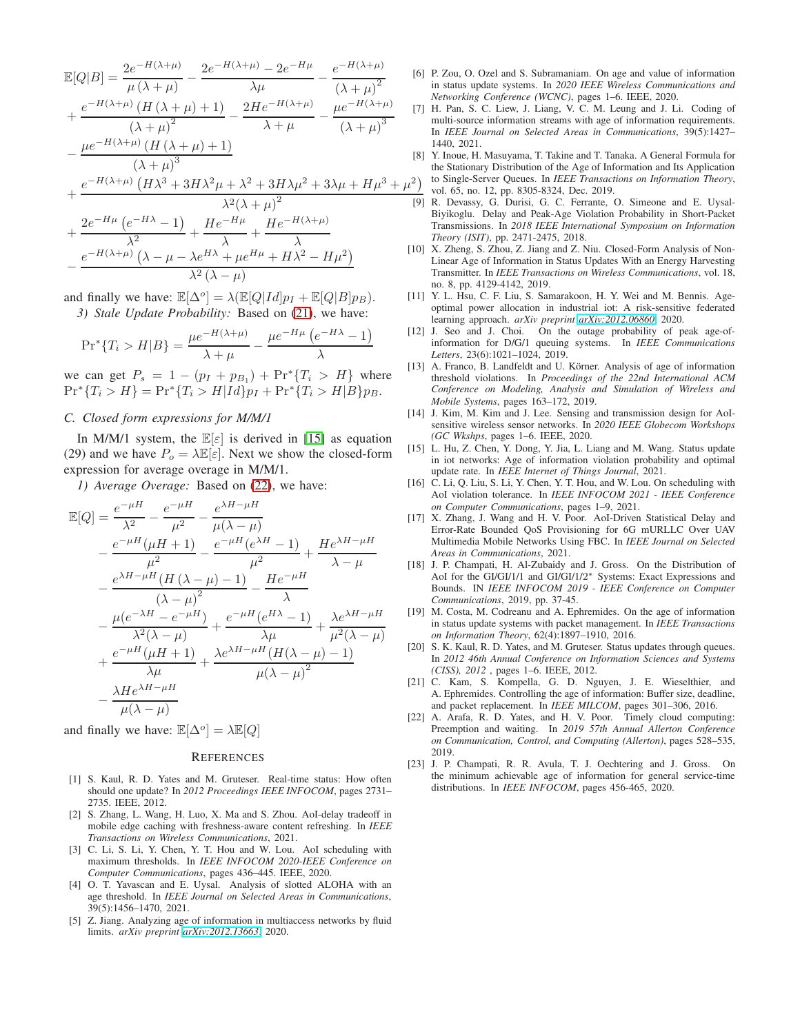$$
\begin{aligned}
\mathbb{E}[Q|B] &= \frac{2e^{-H(\lambda+\mu)}}{\mu\left(\lambda+\mu\right)} - \frac{2e^{-H(\lambda+\mu)} - 2e^{-H\mu}}{\lambda\mu} - \frac{e^{-H(\lambda+\mu)}}{\left(\lambda+\mu\right)^2} \\
&+ \frac{e^{-H(\lambda+\mu)}\left(H\left(\lambda+\mu\right)+1\right)}{\left(\lambda+\mu\right)^2} - \frac{2He^{-H(\lambda+\mu)}}{\lambda+\mu} - \frac{\mu e^{-H(\lambda+\mu)}}{\left(\lambda+\mu\right)^3} \\
&- \frac{\mu e^{-H(\lambda+\mu)}\left(H\left(\lambda+\mu\right)+1\right)}{\left(\lambda+\mu\right)^3} \\
&+ \frac{e^{-H(\lambda+\mu)}\left(H\lambda^3 + 3H\lambda^2\mu + \lambda^2 + 3H\lambda\mu^2 + 3\lambda\mu + H\mu^3 + \mu^2\right)}{\lambda^2\left(\lambda+\mu\right)^2} \\
&+ \frac{2e^{-H\mu}\left(e^{-H\lambda}-1\right)}{\lambda^2} + \frac{He^{-H\mu}}{\lambda} + \frac{He^{-H(\lambda+\mu)}}{\lambda} \\
&- \frac{e^{-H(\lambda+\mu)}\left(\lambda - \mu - \lambda e^{H\lambda} + \mu e^{H\mu} + H\lambda^2 - H\mu^2\right)}{\lambda^2\left(\lambda-\mu\right)}
\end{aligned}
$$

and finally we have: $\mathbb{E}[\Delta^o] = \lambda(\mathbb{E}[Q|Id]p_I + \mathbb{E}[Q|B]p_B)$.

*3) Stale Update Probability:* Based on (21), we have:

$$
\Pr{}^*\{T_i > H|B\} = \frac{\mu e^{-H(\lambda+\mu)}}{\lambda+\mu} - \frac{\mu e^{-H\mu}\left(e^{-H\lambda}-1\right)}{\lambda}
$$

we can get $P_s = 1 - (p_I + p_{B_1}) + \Pr^*\{T_i > H\}$ where $\Pr^*\{T_i > H\} = \Pr^*\{T_i > H|Id\}p_I + \Pr^*\{T_i > H|B\}p_B$.

### C. Closed form expressions for M/M/1

In M/M/1 system, the $\mathbb{E}[\varepsilon]$ is derived in [15] as equation (29) and we have $P_o = \lambda\mathbb{E}[\varepsilon]$. Next we show the closed-form expression for average overage in M/M/1.

*1) Average Overage:* Based on (22), we have:

$$
\begin{aligned}
\mathbb{E}[Q] &= \frac{e^{-\mu H}}{\lambda^2} - \frac{e^{-\mu H}}{\mu^2} - \frac{e^{\lambda H - \mu H}}{\mu(\lambda-\mu)} \\
&- \frac{e^{-\mu H}(\mu H + 1)}{\mu^2} - \frac{e^{-\mu H}(e^{\lambda H}-1)}{\mu^2} + \frac{He^{\lambda H - \mu H}}{\lambda - \mu} \\
&- \frac{e^{\lambda H - \mu H}(H\left(\lambda-\mu\right)-1)}{\left(\lambda-\mu\right)^2} - \frac{He^{-\mu H}}{\lambda} \\
&- \frac{\mu(e^{-\lambda H} - e^{-\mu H})}{\lambda^2(\lambda-\mu)} + \frac{e^{-\mu H}(e^{H\lambda}-1)}{\lambda\mu} + \frac{\lambda e^{\lambda H - \mu H}}{\mu^2(\lambda-\mu)} \\
&+ \frac{e^{-\mu H}(\mu H + 1)}{\lambda\mu} + \frac{\lambda e^{\lambda H - \mu H}(H(\lambda-\mu)-1)}{\mu\left(\lambda-\mu\right)^2} \\
&- \frac{\lambda He^{\lambda H - \mu H}}{\mu(\lambda-\mu)}
\end{aligned}
$$

and finally we have: $\mathbb{E}[\Delta^o] = \lambda\mathbb{E}[Q]$

## References

[1] S. Kaul, R. D. Yates and M. Gruteser. Real-time status: How often should one update? In *2012 Proceedings IEEE INFOCOM*, pages 2731–2735. IEEE, 2012.

[2] S. Zhang, L. Wang, H. Luo, X. Ma and S. Zhou. AoI-delay tradeoff in mobile edge caching with freshness-aware content refreshing. In *IEEE Transactions on Wireless Communications*, 2021.

[3] C. Li, S. Li, Y. Chen, Y. T. Hou and W. Lou. AoI scheduling with maximum thresholds. In *IEEE INFOCOM 2020-IEEE Conference on Computer Communications*, pages 436–445. IEEE, 2020.

[4] O. T. Yavascan and E. Uysal. Analysis of slotted ALOHA with an age threshold. In *IEEE Journal on Selected Areas in Communications*, 39(5):1456–1470, 2021.

[5] Z. Jiang. Analyzing age of information in multiaccess networks by fluid limits. *arXiv preprint arXiv:2012.13663*, 2020.

[6] P. Zou, O. Ozel and S. Subramaniam. On age and value of information in status update systems. In *2020 IEEE Wireless Communications and Networking Conference (WCNC)*, pages 1–6. IEEE, 2020.

[7] H. Pan, S. C. Liew, J. Liang, V. C. M. Leung and J. Li. Coding of multi-source information streams with age of information requirements. In *IEEE Journal on Selected Areas in Communications*, 39(5):1427–1440, 2021.

[8] Y. Inoue, H. Masuyama, T. Takine and T. Tanaka. A General Formula for the Stationary Distribution of the Age of Information and Its Application to Single-Server Queues. In *IEEE Transactions on Information Theory*, vol. 65, no. 12, pp. 8305-8324, Dec. 2019.

[9] R. Devassy, G. Durisi, G. C. Ferrante, O. Simeone and E. Uysal-Biyikoglu. Delay and Peak-Age Violation Probability in Short-Packet Transmissions. In *2018 IEEE International Symposium on Information Theory (ISIT)*, pp. 2471-2475, 2018.

[10] X. Zheng, S. Zhou, Z. Jiang and Z. Niu. Closed-Form Analysis of Non-Linear Age of Information in Status Updates With an Energy Harvesting Transmitter. In *IEEE Transactions on Wireless Communications*, vol. 18, no. 8, pp. 4129-4142, 2019.

[11] Y. L. Hsu, C. F. Liu, S. Samarakoon, H. Y. Wei and M. Bennis. Age-optimal power allocation in industrial iot: A risk-sensitive federated learning approach. *arXiv preprint arXiv:2012.06860*, 2020.

[12] J. Seo and J. Choi. On the outage probability of peak age-of-information for D/G/1 queuing systems. In *IEEE Communications Letters*, 23(6):1021–1024, 2019.

[13] A. Franco, B. Landfeldt and U. Körner. Analysis of age of information threshold violations. In *Proceedings of the 22nd International ACM Conference on Modeling, Analysis and Simulation of Wireless and Mobile Systems*, pages 163–172, 2019.

[14] J. Kim, M. Kim and J. Lee. Sensing and transmission design for AoI-sensitive wireless sensor networks. In *2020 IEEE Globecom Workshops (GC Wkshps*, pages 1–6. IEEE, 2020.

[15] L. Hu, Z. Chen, Y. Dong, Y. Jia, L. Liang and M. Wang. Status update in iot networks: Age of information violation probability and optimal update rate. In *IEEE Internet of Things Journal*, 2021.

[16] C. Li, Q. Liu, S. Li, Y. Chen, Y. T. Hou, and W. Lou. On scheduling with AoI violation tolerance. In *IEEE INFOCOM 2021 - IEEE Conference on Computer Communications*, pages 1–9, 2021.

[17] X. Zhang, J. Wang and H. V. Poor. AoI-Driven Statistical Delay and Error-Rate Bounded QoS Provisioning for 6G mURLLC Over UAV Multimedia Mobile Networks Using FBC. In *IEEE Journal on Selected Areas in Communications*, 2021.

[18] J. P. Champati, H. Al-Zubaidy and J. Gross. On the Distribution of AoI for the GI/GI/1/1 and GI/GI/1/2* Systems: Exact Expressions and Bounds. IN *IEEE INFOCOM 2019 - IEEE Conference on Computer Communications*, 2019, pp. 37-45.

[19] M. Costa, M. Codreanu and A. Ephremides. On the age of information in status update systems with packet management. In *IEEE Transactions on Information Theory*, 62(4):1897–1910, 2016.

[20] S. K. Kaul, R. D. Yates, and M. Gruteser. Status updates through queues. In *2012 46th Annual Conference on Information Sciences and Systems (CISS), 2012* , pages 1–6. IEEE, 2012.

[21] C. Kam, S. Kompella, G. D. Nguyen, J. E. Wieselthier, and A. Ephremides. Controlling the age of information: Buffer size, deadline, and packet replacement. In *IEEE MILCOM*, pages 301–306, 2016.

[22] A. Arafa, R. D. Yates, and H. V. Poor. Timely cloud computing: Preemption and waiting. In *2019 57th Annual Allerton Conference on Communication, Control, and Computing (Allerton)*, pages 528–535, 2019.

[23] J. P. Champati, R. R. Avula, T. J. Oechtering and J. Gross. On the minimum achievable age of information for general service-time distributions. In *IEEE INFOCOM*, pages 456-465, 2020.